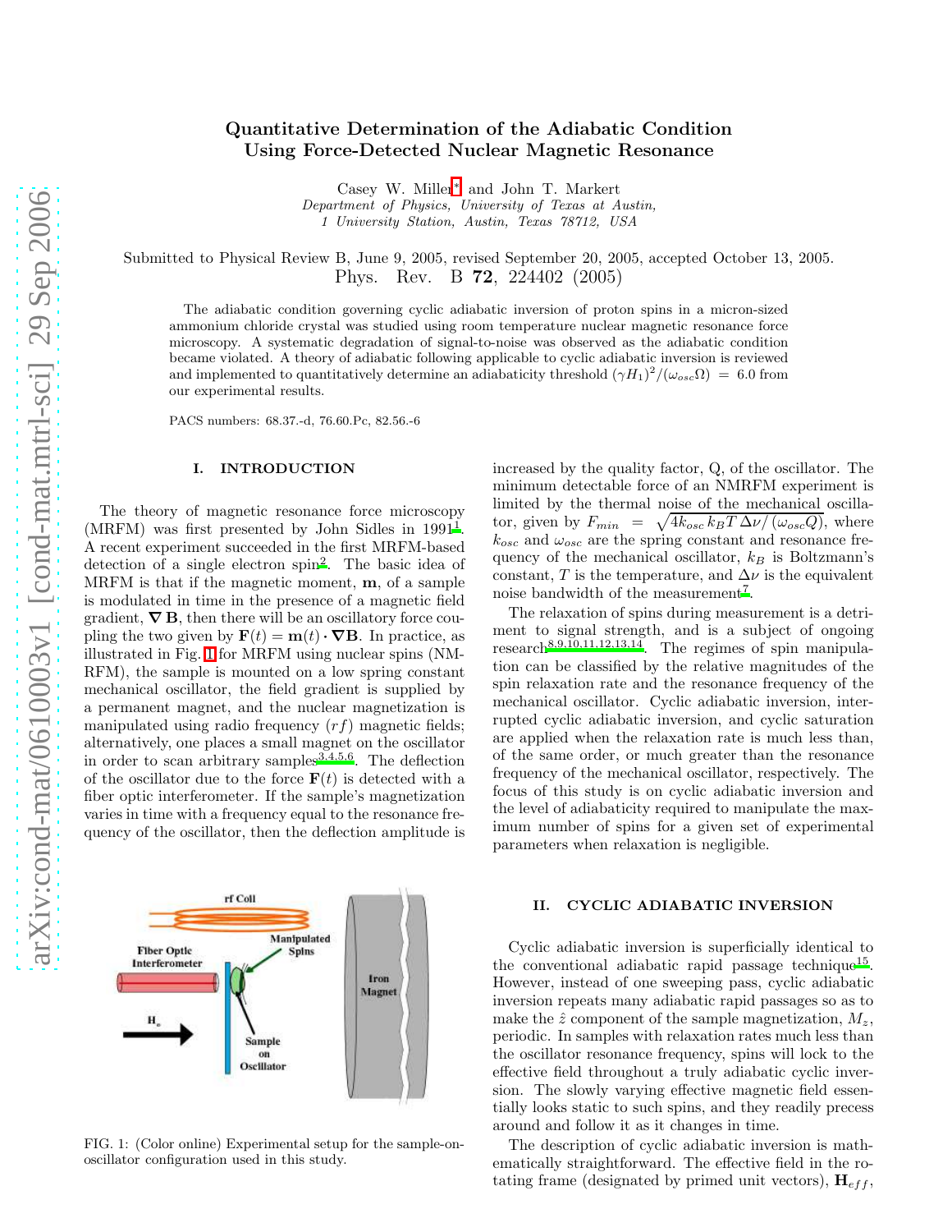# Quantitative Determination of the Adiabatic Condition Using Force-Detected Nuclear Magnetic Resonance

Casey W. Miller[*] and John T. Markert

*Department of Physics, University of Texas at Austin, 1 University Station, Austin, Texas 78712, USA*

Submitted to Physical Review B, June 9, 2005, revised September 20, 2005, accepted October 13, 2005.
Phys. Rev. B **72**, 224402 (2005)

The adiabatic condition governing cyclic adiabatic inversion of proton spins in a micron-sized ammonium chloride crystal was studied using room temperature nuclear magnetic resonance force microscopy. A systematic degradation of signal-to-noise was observed as the adiabatic condition became violated. A theory of adiabatic following applicable to cyclic adiabatic inversion is reviewed and implemented to quantitatively determine an adiabaticity threshold $(\gamma H_1)^2/(\omega_{osc}\Omega) = 6.0$ from our experimental results.

PACS numbers: 68.37.-d, 76.60.Pc, 82.56.-6

## I. INTRODUCTION

The theory of magnetic resonance force microscopy (MRFM) was first presented by John Sidles in 1991[1]. A recent experiment succeeded in the first MRFM-based detection of a single electron spin[2]. The basic idea of MRFM is that if the magnetic moment, $\mathbf{m}$, of a sample is modulated in time in the presence of a magnetic field gradient, $\nabla \mathbf{B}$, then there will be an oscillatory force coupling the two given by $\mathbf{F}(t) = \mathbf{m}(t) \cdot \nabla \mathbf{B}$. In practice, as illustrated in Fig. 1 for MRFM using nuclear spins (NMRFM), the sample is mounted on a low spring constant mechanical oscillator, the field gradient is supplied by a permanent magnet, and the nuclear magnetization is manipulated using radio frequency ($rf$) magnetic fields; alternatively, one places a small magnet on the oscillator in order to scan arbitrary samples[3,4,5,6]. The deflection of the oscillator due to the force $\mathbf{F}(t)$ is detected with a fiber optic interferometer. If the sample's magnetization varies in time with a frequency equal to the resonance frequency of the oscillator, then the deflection amplitude is increased by the quality factor, Q, of the oscillator. The minimum detectable force of an NMRFM experiment is limited by the thermal noise of the mechanical oscillator, given by $F_{min} = \sqrt{4k_{osc}k_B T \Delta\nu/(\omega_{osc}Q)}$, where $k_{osc}$ and $\omega_{osc}$ are the spring constant and resonance frequency of the mechanical oscillator, $k_B$ is Boltzmann's constant, $T$ is the temperature, and $\Delta\nu$ is the equivalent noise bandwidth of the measurement[7].

FIG. 1: (Color online) Experimental setup for the sample-on-oscillator configuration used in this study.

The relaxation of spins during measurement is a detriment to signal strength, and is a subject of ongoing research[8,9,10,11,12,13,14]. The regimes of spin manipulation can be classified by the relative magnitudes of the spin relaxation rate and the resonance frequency of the mechanical oscillator. Cyclic adiabatic inversion, interrupted cyclic adiabatic inversion, and cyclic saturation are applied when the relaxation rate is much less than, of the same order, or much greater than the resonance frequency of the mechanical oscillator, respectively. The focus of this study is on cyclic adiabatic inversion and the level of adiabaticity required to manipulate the maximum number of spins for a given set of experimental parameters when relaxation is negligible.

## II. CYCLIC ADIABATIC INVERSION

Cyclic adiabatic inversion is superficially identical to the conventional adiabatic rapid passage technique[15]. However, instead of one sweeping pass, cyclic adiabatic inversion repeats many adiabatic rapid passages so as to make the $\hat{z}$ component of the sample magnetization, $M_z$, periodic. In samples with relaxation rates much less than the oscillator resonance frequency, spins will lock to the effective field throughout a truly adiabatic cyclic inversion. The slowly varying effective magnetic field essentially looks static to such spins, and they readily precess around and follow it as it changes in time.

The description of cyclic adiabatic inversion is mathematically straightforward. The effective field in the rotating frame (designated by primed unit vectors), $\mathbf{H}_{eff}$,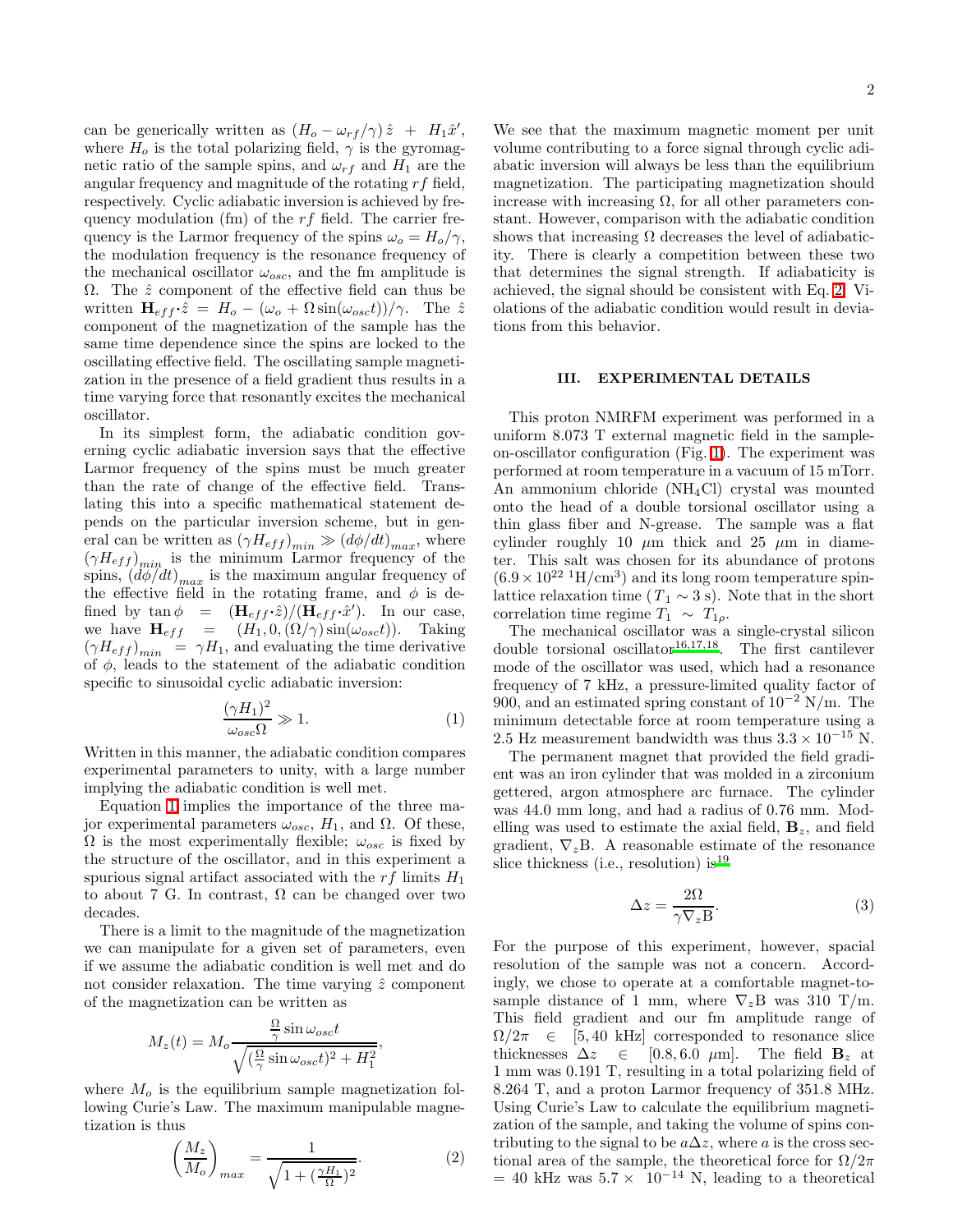can be generically written as $(H_o - \omega_{rf}/\gamma)\,\hat{z} \;+\; H_1\hat{x}'$, where $H_o$ is the total polarizing field, $\gamma$ is the gyromagnetic ratio of the sample spins, and $\omega_{rf}$ and $H_1$ are the angular frequency and magnitude of the rotating $rf$ field, respectively. Cyclic adiabatic inversion is achieved by frequency modulation (fm) of the $rf$ field. The carrier frequency is the Larmor frequency of the spins $\omega_o = H_o/\gamma$, the modulation frequency is the resonance frequency of the mechanical oscillator $\omega_{osc}$, and the fm amplitude is $\Omega$. The $\hat{z}$ component of the effective field can thus be written $\mathbf{H}_{eff}\cdot\hat{z} = H_o - (\omega_o + \Omega\sin(\omega_{osc}t))/\gamma$. The $\hat{z}$ component of the magnetization of the sample has the same time dependence since the spins are locked to the oscillating effective field. The oscillating sample magnetization in the presence of a field gradient thus results in a time varying force that resonantly excites the mechanical oscillator.

In its simplest form, the adiabatic condition governing cyclic adiabatic inversion says that the effective Larmor frequency of the spins must be much greater than the rate of change of the effective field. Translating this into a specific mathematical statement depends on the particular inversion scheme, but in general can be written as $(\gamma H_{eff})_{min} \gg (d\phi/dt)_{max}$, where $(\gamma H_{eff})_{min}$ is the minimum Larmor frequency of the spins, $(d\phi/dt)_{max}$ is the maximum angular frequency of the effective field in the rotating frame, and $\phi$ is defined by $\tan\phi \;=\; (\mathbf{H}_{eff}\cdot\hat{z})/(\mathbf{H}_{eff}\cdot\hat{x}')$. In our case, we have $\mathbf{H}_{eff} \;=\; (H_1, 0, (\Omega/\gamma)\sin(\omega_{osc}t))$. Taking $(\gamma H_{eff})_{min} \;=\; \gamma H_1$, and evaluating the time derivative of $\phi$, leads to the statement of the adiabatic condition specific to sinusoidal cyclic adiabatic inversion:

$$\frac{(\gamma H_1)^2}{\omega_{osc}\Omega} \gg 1. \tag{1}$$

Written in this manner, the adiabatic condition compares experimental parameters to unity, with a large number implying the adiabatic condition is well met.

Equation 1 implies the importance of the three major experimental parameters $\omega_{osc}$, $H_1$, and $\Omega$. Of these, $\Omega$ is the most experimentally flexible; $\omega_{osc}$ is fixed by the structure of the oscillator, and in this experiment a spurious signal artifact associated with the $rf$ limits $H_1$ to about 7 G. In contrast, $\Omega$ can be changed over two decades.

There is a limit to the magnitude of the magnetization we can manipulate for a given set of parameters, even if we assume the adiabatic condition is well met and do not consider relaxation. The time varying $\hat{z}$ component of the magnetization can be written as

$$M_z(t) = M_o\frac{\frac{\Omega}{\gamma}\sin\omega_{osc}t}{\sqrt{(\frac{\Omega}{\gamma}\sin\omega_{osc}t)^2 + H_1^2}},$$

where $M_o$ is the equilibrium sample magnetization following Curie's Law. The maximum manipulable magnetization is thus

$$\left(\frac{M_z}{M_o}\right)_{max} = \frac{1}{\sqrt{1 + (\frac{\gamma H_1}{\Omega})^2}}. \tag{2}$$

We see that the maximum magnetic moment per unit volume contributing to a force signal through cyclic adiabatic inversion will always be less than the equilibrium magnetization. The participating magnetization should increase with increasing $\Omega$, for all other parameters constant. However, comparison with the adiabatic condition shows that increasing $\Omega$ decreases the level of adiabaticity. There is clearly a competition between these two that determines the signal strength. If adiabaticity is achieved, the signal should be consistent with Eq. 2. Violations of the adiabatic condition would result in deviations from this behavior.

### III. EXPERIMENTAL DETAILS

This proton NMRFM experiment was performed in a uniform 8.073 T external magnetic field in the sample-on-oscillator configuration (Fig. 1). The experiment was performed at room temperature in a vacuum of 15 mTorr. An ammonium chloride ($NH_4Cl$) crystal was mounted onto the head of a double torsional oscillator using a thin glass fiber and N-grease. The sample was a flat cylinder roughly 10 $\mu$m thick and 25 $\mu$m in diameter. This salt was chosen for its abundance of protons ($6.9\times10^{22}$ $^1$H/cm$^3$) and its long room temperature spin-lattice relaxation time ($T_1 \sim 3$ s). Note that in the short correlation time regime $T_1 \;\sim\; T_{1\rho}$.

The mechanical oscillator was a single-crystal silicon double torsional oscillator[16,17,18]. The first cantilever mode of the oscillator was used, which had a resonance frequency of 7 kHz, a pressure-limited quality factor of 900, and an estimated spring constant of $10^{-2}$ N/m. The minimum detectable force at room temperature using a 2.5 Hz measurement bandwidth was thus $3.3\times10^{-15}$ N.

The permanent magnet that provided the field gradient was an iron cylinder that was molded in a zirconium gettered, argon atmosphere arc furnace. The cylinder was 44.0 mm long, and had a radius of 0.76 mm. Modelling was used to estimate the axial field, $\mathbf{B}_z$, and field gradient, $\nabla_z$B. A reasonable estimate of the resonance slice thickness (i.e., resolution) is[19]

$$\Delta z = \frac{2\Omega}{\gamma\nabla_z\mathrm{B}}. \tag{3}$$

For the purpose of this experiment, however, spacial resolution of the sample was not a concern. Accordingly, we chose to operate at a comfortable magnet-to-sample distance of 1 mm, where $\nabla_z$B was 310 T/m. This field gradient and our fm amplitude range of $\Omega/2\pi \;\in\; [5, 40$ kHz$]$ corresponded to resonance slice thicknesses $\Delta z \;\in\; [0.8, 6.0\;\mu$m$]$. The field $\mathbf{B}_z$ at 1 mm was 0.191 T, resulting in a total polarizing field of 8.264 T, and a proton Larmor frequency of 351.8 MHz. Using Curie's Law to calculate the equilibrium magnetization of the sample, and taking the volume of spins contributing to the signal to be $a\Delta z$, where $a$ is the cross sectional area of the sample, the theoretical force for $\Omega/2\pi$ = 40 kHz was $5.7\times\;10^{-14}$ N, leading to a theoretical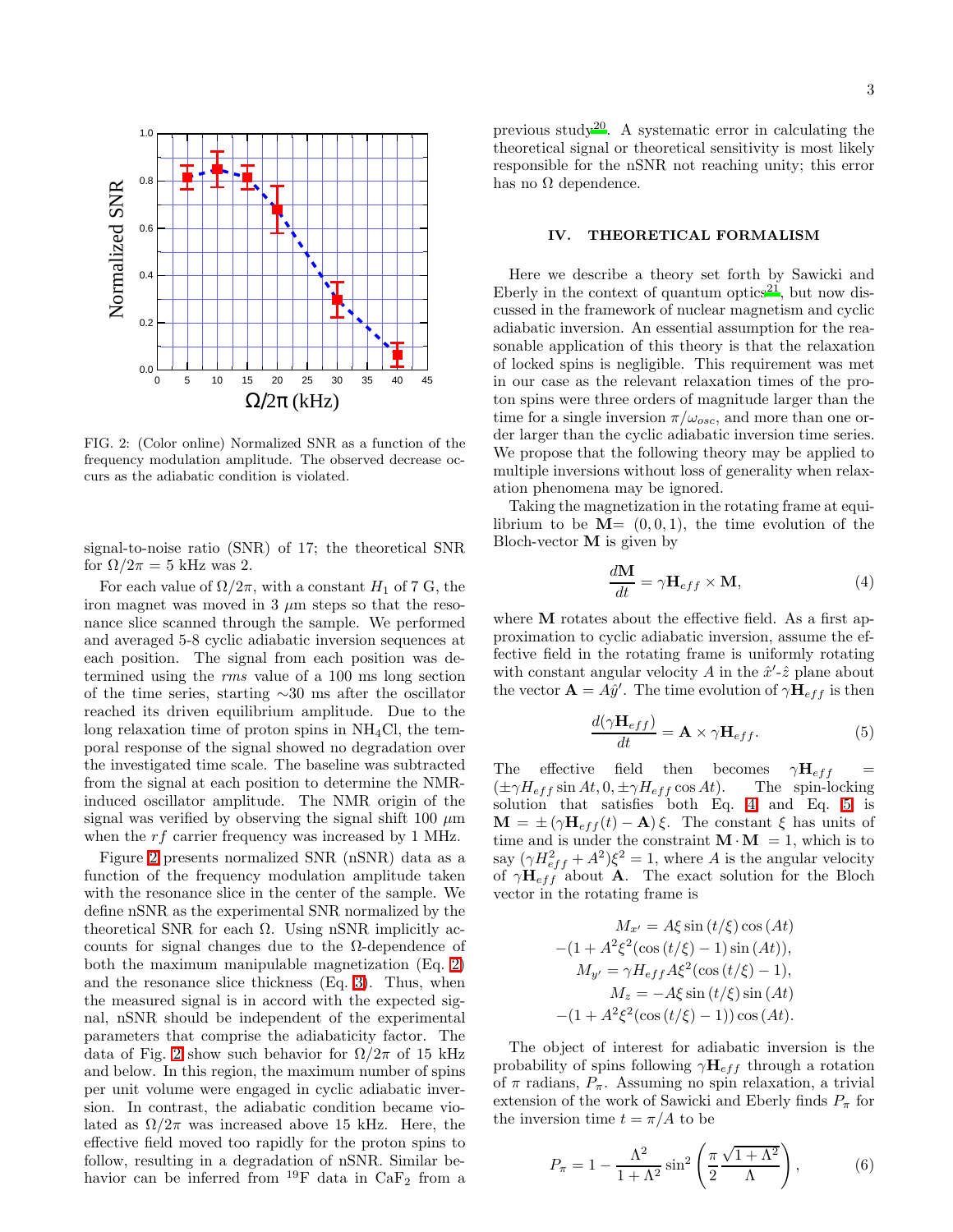FIG. 2: (Color online) Normalized SNR as a function of the frequency modulation amplitude. The observed decrease occurs as the adiabatic condition is violated.

signal-to-noise ratio (SNR) of 17; the theoretical SNR for $\Omega/2\pi = 5$ kHz was 2.

For each value of $\Omega/2\pi$, with a constant $H_1$ of 7 G, the iron magnet was moved in 3 $\mu$m steps so that the resonance slice scanned through the sample. We performed and averaged 5-8 cyclic adiabatic inversion sequences at each position. The signal from each position was determined using the *rms* value of a 100 ms long section of the time series, starting $\sim$30 ms after the oscillator reached its driven equilibrium amplitude. Due to the long relaxation time of proton spins in $NH_4Cl$, the temporal response of the signal showed no degradation over the investigated time scale. The baseline was subtracted from the signal at each position to determine the NMR-induced oscillator amplitude. The NMR origin of the signal was verified by observing the signal shift 100 $\mu$m when the $rf$ carrier frequency was increased by 1 MHz.

Figure 2 presents normalized SNR (nSNR) data as a function of the frequency modulation amplitude taken with the resonance slice in the center of the sample. We define nSNR as the experimental SNR normalized by the theoretical SNR for each $\Omega$. Using nSNR implicitly accounts for signal changes due to the $\Omega$-dependence of both the maximum manipulable magnetization (Eq. 2) and the resonance slice thickness (Eq. 3). Thus, when the measured signal is in accord with the expected signal, nSNR should be independent of the experimental parameters that comprise the adiabaticity factor. The data of Fig. 2 show such behavior for $\Omega/2\pi$ of 15 kHz and below. In this region, the maximum number of spins per unit volume were engaged in cyclic adiabatic inversion. In contrast, the adiabatic condition became violated as $\Omega/2\pi$ was increased above 15 kHz. Here, the effective field moved too rapidly for the proton spins to follow, resulting in a degradation of nSNR. Similar behavior can be inferred from $^{19}F$ data in $CaF_2$ from a previous study[20]. A systematic error in calculating the theoretical signal or theoretical sensitivity is most likely responsible for the nSNR not reaching unity; this error has no $\Omega$ dependence.

## IV. THEORETICAL FORMALISM

Here we describe a theory set forth by Sawicki and Eberly in the context of quantum optics[21], but now discussed in the framework of nuclear magnetism and cyclic adiabatic inversion. An essential assumption for the reasonable application of this theory is that the relaxation of locked spins is negligible. This requirement was met in our case as the relevant relaxation times of the proton spins were three orders of magnitude larger than the time for a single inversion $\pi/\omega_{osc}$, and more than one order larger than the cyclic adiabatic inversion time series. We propose that the following theory may be applied to multiple inversions without loss of generality when relaxation phenomena may be ignored.

Taking the magnetization in the rotating frame at equilibrium to be $\mathbf{M}=(0,0,1)$, the time evolution of the Bloch-vector $\mathbf{M}$ is given by

$$\frac{d\mathbf{M}}{dt} = \gamma \mathbf{H}_{eff} \times \mathbf{M}, \tag{4}$$

where $\mathbf{M}$ rotates about the effective field. As a first approximation to cyclic adiabatic inversion, assume the effective field in the rotating frame is uniformly rotating with constant angular velocity $A$ in the $\hat{x}'$-$\hat{z}$ plane about the vector $\mathbf{A} = A\hat{y}'$. The time evolution of $\gamma\mathbf{H}_{eff}$ is then

$$\frac{d(\gamma \mathbf{H}_{eff})}{dt} = \mathbf{A} \times \gamma \mathbf{H}_{eff}. \tag{5}$$

The effective field then becomes $\gamma\mathbf{H}_{eff} = (\pm\gamma H_{eff}\sin At, 0, \pm\gamma H_{eff}\cos At)$. The spin-locking solution that satisfies both Eq. 4 and Eq. 5 is $\mathbf{M} = \pm(\gamma\mathbf{H}_{eff}(t) - \mathbf{A})\,\xi$. The constant $\xi$ has units of time and is under the constraint $\mathbf{M}\cdot\mathbf{M} = 1$, which is to say $(\gamma H_{eff}^2 + A^2)\xi^2 = 1$, where $A$ is the angular velocity of $\gamma\mathbf{H}_{eff}$ about $\mathbf{A}$. The exact solution for the Bloch vector in the rotating frame is

$$\begin{aligned}
M_{x'} &= A\xi \sin(t/\xi)\cos(At) \\
&-(1 + A^2\xi^2(\cos(t/\xi) - 1)\sin(At)), \\
M_{y'} &= \gamma H_{eff} A\xi^2(\cos(t/\xi) - 1), \\
M_z &= -A\xi\sin(t/\xi)\sin(At) \\
&-(1 + A^2\xi^2(\cos(t/\xi) - 1))\cos(At).
\end{aligned}$$

The object of interest for adiabatic inversion is the probability of spins following $\gamma\mathbf{H}_{eff}$ through a rotation of $\pi$ radians, $P_\pi$. Assuming no spin relaxation, a trivial extension of the work of Sawicki and Eberly finds $P_\pi$ for the inversion time $t = \pi/A$ to be

$$P_\pi = 1 - \frac{\Lambda^2}{1+\Lambda^2}\sin^2\left(\frac{\pi}{2}\frac{\sqrt{1+\Lambda^2}}{\Lambda}\right), \tag{6}$$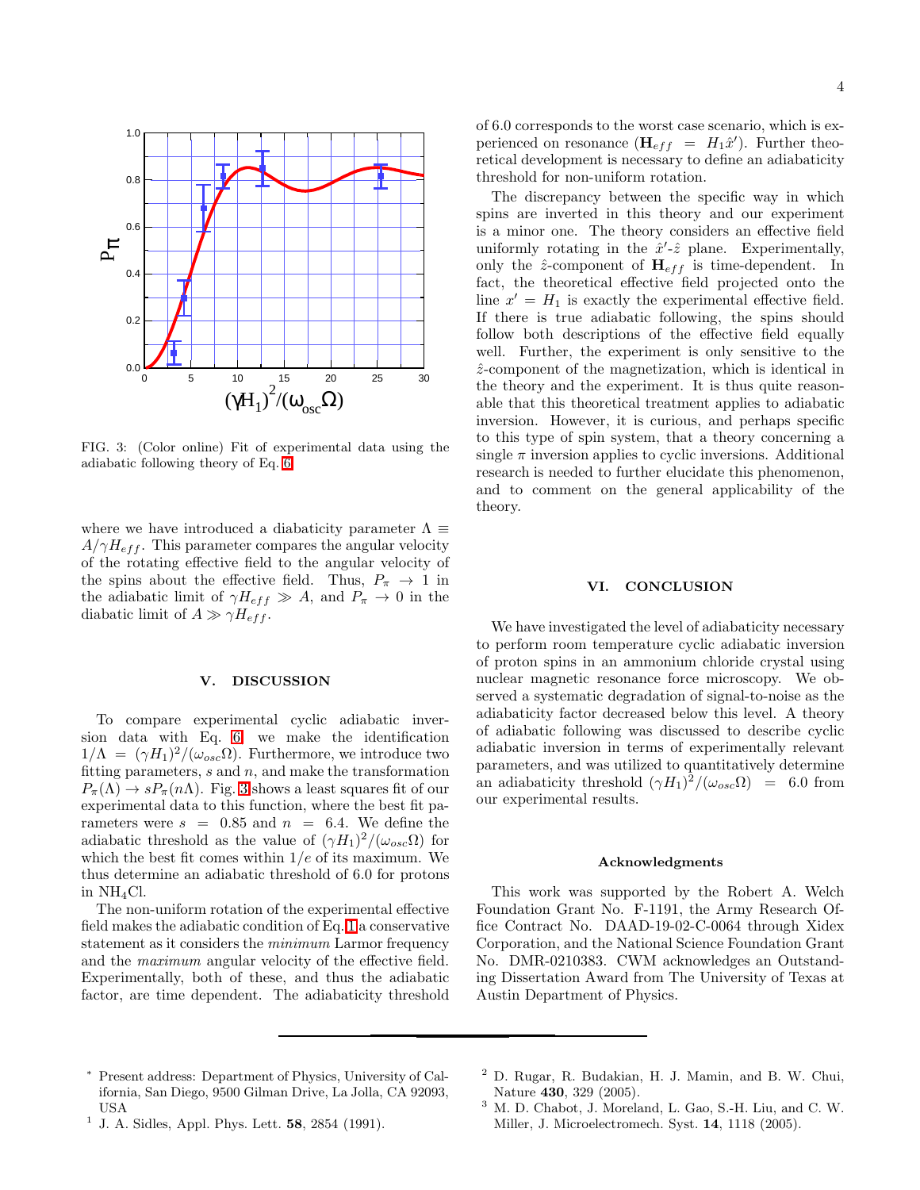FIG. 3: (Color online) Fit of experimental data using the adiabatic following theory of Eq. 6

where we have introduced a diabaticity parameter $\Lambda \equiv A/\gamma H_{eff}$. This parameter compares the angular velocity of the rotating effective field to the angular velocity of the spins about the effective field. Thus, $P_\pi \to 1$ in the adiabatic limit of $\gamma H_{eff} \gg A$, and $P_\pi \to 0$ in the diabatic limit of $A \gg \gamma H_{eff}$.

## V. DISCUSSION

To compare experimental cyclic adiabatic inversion data with Eq. 6 we make the identification $1/\Lambda = (\gamma H_1)^2/(\omega_{osc}\Omega)$. Furthermore, we introduce two fitting parameters, $s$ and $n$, and make the transformation $P_\pi(\Lambda) \to sP_\pi(n\Lambda)$. Fig. 3 shows a least squares fit of our experimental data to this function, where the best fit parameters were $s = 0.85$ and $n = 6.4$. We define the adiabatic threshold as the value of $(\gamma H_1)^2/(\omega_{osc}\Omega)$ for which the best fit comes within $1/e$ of its maximum. We thus determine an adiabatic threshold of 6.0 for protons in $NH_4Cl$.

The non-uniform rotation of the experimental effective field makes the adiabatic condition of Eq. 1 a conservative statement as it considers the *minimum* Larmor frequency and the *maximum* angular velocity of the effective field. Experimentally, both of these, and thus the adiabatic factor, are time dependent. The adiabaticity threshold of 6.0 corresponds to the worst case scenario, which is experienced on resonance ($\mathbf{H}_{eff} = H_1\hat{x}'$). Further theoretical development is necessary to define an adiabaticity threshold for non-uniform rotation.

The discrepancy between the specific way in which spins are inverted in this theory and our experiment is a minor one. The theory considers an effective field uniformly rotating in the $\hat{x}'$-$\hat{z}$ plane. Experimentally, only the $\hat{z}$-component of $\mathbf{H}_{eff}$ is time-dependent. In fact, the theoretical effective field projected onto the line $x' = H_1$ is exactly the experimental effective field. If there is true adiabatic following, the spins should follow both descriptions of the effective field equally well. Further, the experiment is only sensitive to the $\hat{z}$-component of the magnetization, which is identical in the theory and the experiment. It is thus quite reasonable that this theoretical treatment applies to adiabatic inversion. However, it is curious, and perhaps specific to this type of spin system, that a theory concerning a single $\pi$ inversion applies to cyclic inversions. Additional research is needed to further elucidate this phenomenon, and to comment on the general applicability of the theory.

## VI. CONCLUSION

We have investigated the level of adiabaticity necessary to perform room temperature cyclic adiabatic inversion of proton spins in an ammonium chloride crystal using nuclear magnetic resonance force microscopy. We observed a systematic degradation of signal-to-noise as the adiabaticity factor decreased below this level. A theory of adiabatic following was discussed to describe cyclic adiabatic inversion in terms of experimentally relevant parameters, and was utilized to quantitatively determine an adiabaticity threshold $(\gamma H_1)^2/(\omega_{osc}\Omega) = 6.0$ from our experimental results.

### Acknowledgments

This work was supported by the Robert A. Welch Foundation Grant No. F-1191, the Army Research Office Contract No. DAAD-19-02-C-0064 through Xidex Corporation, and the National Science Foundation Grant No. DMR-0210383. CWM acknowledges an Outstanding Dissertation Award from The University of Texas at Austin Department of Physics.

---

[*] Present address: Department of Physics, University of California, San Diego, 9500 Gilman Drive, La Jolla, CA 92093, USA

[1] J. A. Sidles, Appl. Phys. Lett. **58**, 2854 (1991).

[2] D. Rugar, R. Budakian, H. J. Mamin, and B. W. Chui, Nature **430**, 329 (2005).

[3] M. D. Chabot, J. Moreland, L. Gao, S.-H. Liu, and C. W. Miller, J. Microelectromech. Syst. **14**, 1118 (2005).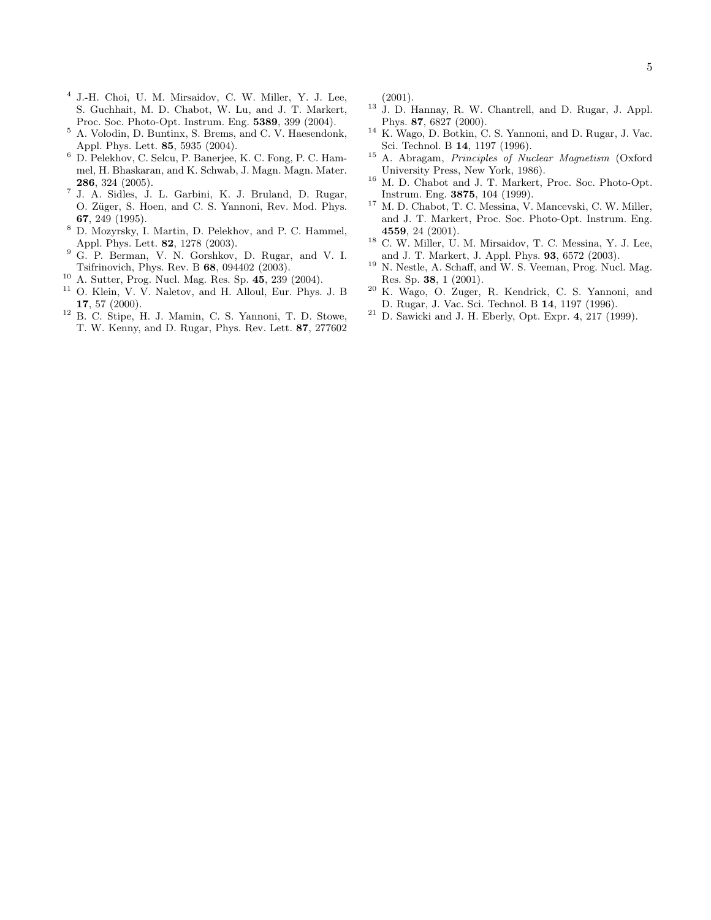[4] J.-H. Choi, U. M. Mirsaidov, C. W. Miller, Y. J. Lee, S. Guchhait, M. D. Chabot, W. Lu, and J. T. Markert, Proc. Soc. Photo-Opt. Instrum. Eng. **5389**, 399 (2004).

[5] A. Volodin, D. Buntinx, S. Brems, and C. V. Haesendonk, Appl. Phys. Lett. **85**, 5935 (2004).

[6] D. Pelekhov, C. Selcu, P. Banerjee, K. C. Fong, P. C. Hammel, H. Bhaskaran, and K. Schwab, J. Magn. Magn. Mater. **286**, 324 (2005).

[7] J. A. Sidles, J. L. Garbini, K. J. Bruland, D. Rugar, O. Züger, S. Hoen, and C. S. Yannoni, Rev. Mod. Phys. **67**, 249 (1995).

[8] D. Mozyrsky, I. Martin, D. Pelekhov, and P. C. Hammel, Appl. Phys. Lett. **82**, 1278 (2003).

[9] G. P. Berman, V. N. Gorshkov, D. Rugar, and V. I. Tsifrinovich, Phys. Rev. B **68**, 094402 (2003).

[10] A. Sutter, Prog. Nucl. Mag. Res. Sp. **45**, 239 (2004).

[11] O. Klein, V. V. Naletov, and H. Alloul, Eur. Phys. J. B **17**, 57 (2000).

[12] B. C. Stipe, H. J. Mamin, C. S. Yannoni, T. D. Stowe, T. W. Kenny, and D. Rugar, Phys. Rev. Lett. **87**, 277602 (2001).

[13] J. D. Hannay, R. W. Chantrell, and D. Rugar, J. Appl. Phys. **87**, 6827 (2000).

[14] K. Wago, D. Botkin, C. S. Yannoni, and D. Rugar, J. Vac. Sci. Technol. B **14**, 1197 (1996).

[15] A. Abragam, *Principles of Nuclear Magnetism* (Oxford University Press, New York, 1986).

[16] M. D. Chabot and J. T. Markert, Proc. Soc. Photo-Opt. Instrum. Eng. **3875**, 104 (1999).

[17] M. D. Chabot, T. C. Messina, V. Mancevski, C. W. Miller, and J. T. Markert, Proc. Soc. Photo-Opt. Instrum. Eng. **4559**, 24 (2001).

[18] C. W. Miller, U. M. Mirsaidov, T. C. Messina, Y. J. Lee, and J. T. Markert, J. Appl. Phys. **93**, 6572 (2003).

[19] N. Nestle, A. Schaff, and W. S. Veeman, Prog. Nucl. Mag. Res. Sp. **38**, 1 (2001).

[20] K. Wago, O. Zuger, R. Kendrick, C. S. Yannoni, and D. Rugar, J. Vac. Sci. Technol. B **14**, 1197 (1996).

[21] D. Sawicki and J. H. Eberly, Opt. Expr. **4**, 217 (1999).